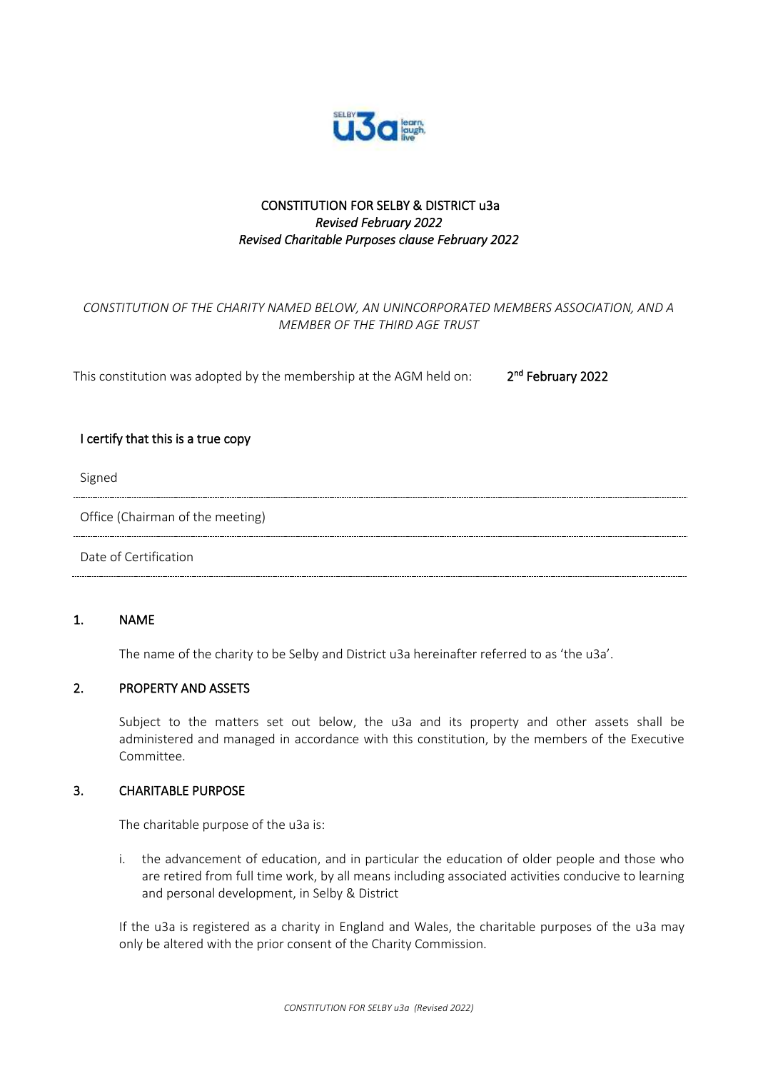# CONSTITUTION FOR SELBY & DISTRICT u3a

*Revised February 2022*
*Revised Charitable Purposes clause February 2022*

*CONSTITUTION OF THE CHARITY NAMED BELOW, AN UNINCORPORATED MEMBERS ASSOCIATION, AND A MEMBER OF THE THIRD AGE TRUST*

This constitution was adopted by the membership at the AGM held on: 2nd February 2022

I certify that this is a true copy

Signed

Office (Chairman of the meeting)

Date of Certification

## 1. NAME

The name of the charity to be Selby and District u3a hereinafter referred to as 'the u3a'.

## 2. PROPERTY AND ASSETS

Subject to the matters set out below, the u3a and its property and other assets shall be administered and managed in accordance with this constitution, by the members of the Executive Committee.

## 3. CHARITABLE PURPOSE

The charitable purpose of the u3a is:

i. the advancement of education, and in particular the education of older people and those who are retired from full time work, by all means including associated activities conducive to learning and personal development, in Selby & District

If the u3a is registered as a charity in England and Wales, the charitable purposes of the u3a may only be altered with the prior consent of the Charity Commission.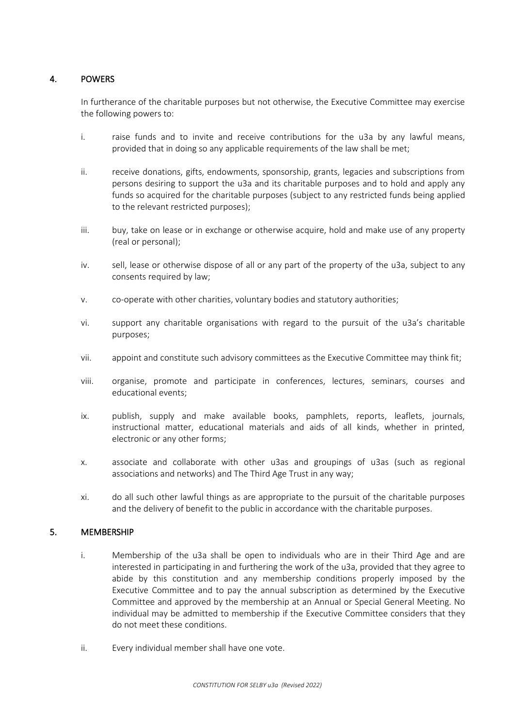## 4. POWERS

In furtherance of the charitable purposes but not otherwise, the Executive Committee may exercise the following powers to:

i. raise funds and to invite and receive contributions for the u3a by any lawful means, provided that in doing so any applicable requirements of the law shall be met;

ii. receive donations, gifts, endowments, sponsorship, grants, legacies and subscriptions from persons desiring to support the u3a and its charitable purposes and to hold and apply any funds so acquired for the charitable purposes (subject to any restricted funds being applied to the relevant restricted purposes);

iii. buy, take on lease or in exchange or otherwise acquire, hold and make use of any property (real or personal);

iv. sell, lease or otherwise dispose of all or any part of the property of the u3a, subject to any consents required by law;

v. co-operate with other charities, voluntary bodies and statutory authorities;

vi. support any charitable organisations with regard to the pursuit of the u3a's charitable purposes;

vii. appoint and constitute such advisory committees as the Executive Committee may think fit;

viii. organise, promote and participate in conferences, lectures, seminars, courses and educational events;

ix. publish, supply and make available books, pamphlets, reports, leaflets, journals, instructional matter, educational materials and aids of all kinds, whether in printed, electronic or any other forms;

x. associate and collaborate with other u3as and groupings of u3as (such as regional associations and networks) and The Third Age Trust in any way;

xi. do all such other lawful things as are appropriate to the pursuit of the charitable purposes and the delivery of benefit to the public in accordance with the charitable purposes.

## 5. MEMBERSHIP

i. Membership of the u3a shall be open to individuals who are in their Third Age and are interested in participating in and furthering the work of the u3a, provided that they agree to abide by this constitution and any membership conditions properly imposed by the Executive Committee and to pay the annual subscription as determined by the Executive Committee and approved by the membership at an Annual or Special General Meeting. No individual may be admitted to membership if the Executive Committee considers that they do not meet these conditions.

ii. Every individual member shall have one vote.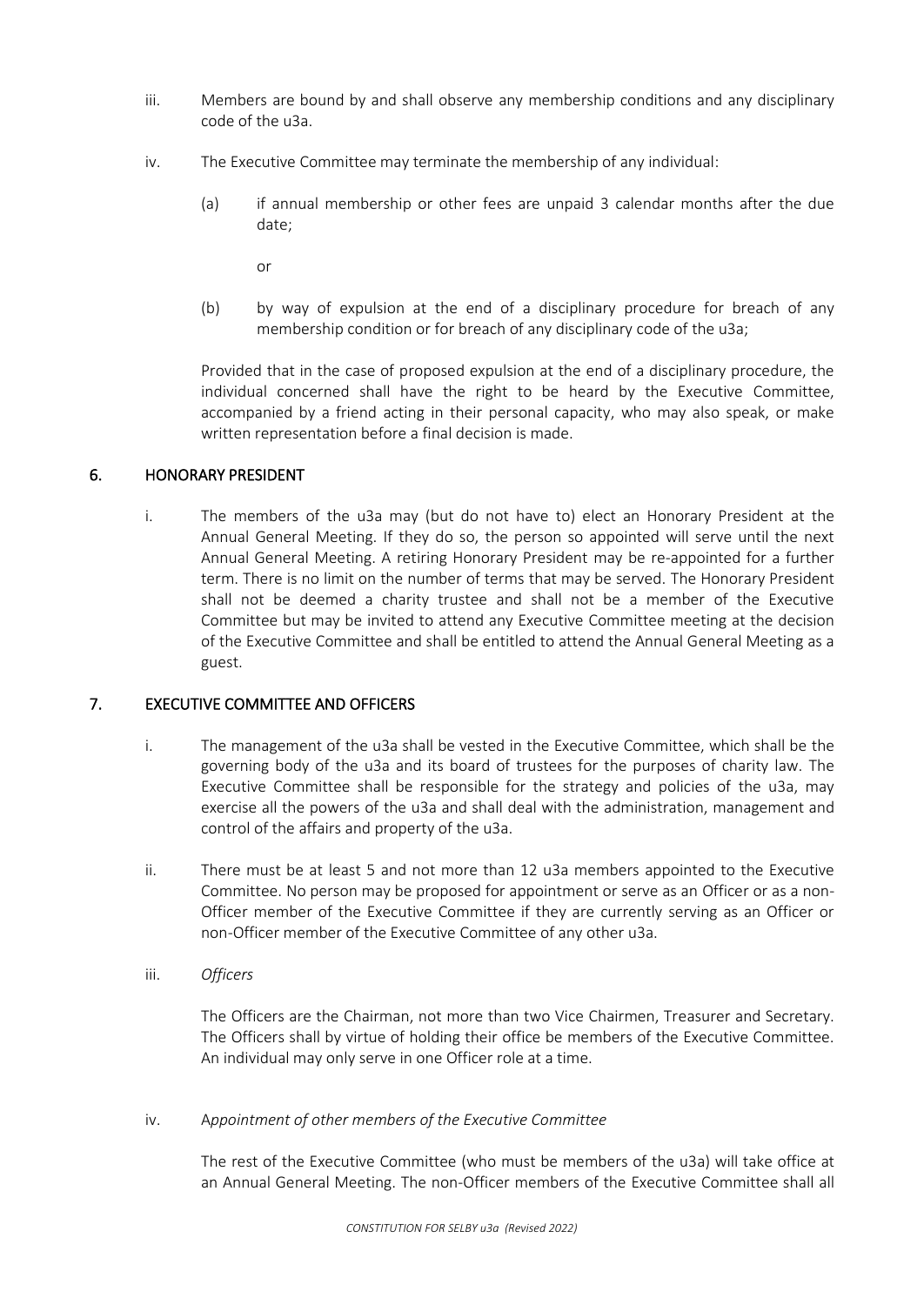iii. Members are bound by and shall observe any membership conditions and any disciplinary code of the u3a.

iv. The Executive Committee may terminate the membership of any individual:

(a) if annual membership or other fees are unpaid 3 calendar months after the due date;

or

(b) by way of expulsion at the end of a disciplinary procedure for breach of any membership condition or for breach of any disciplinary code of the u3a;

Provided that in the case of proposed expulsion at the end of a disciplinary procedure, the individual concerned shall have the right to be heard by the Executive Committee, accompanied by a friend acting in their personal capacity, who may also speak, or make written representation before a final decision is made.

## 6. HONORARY PRESIDENT

i. The members of the u3a may (but do not have to) elect an Honorary President at the Annual General Meeting. If they do so, the person so appointed will serve until the next Annual General Meeting. A retiring Honorary President may be re-appointed for a further term. There is no limit on the number of terms that may be served. The Honorary President shall not be deemed a charity trustee and shall not be a member of the Executive Committee but may be invited to attend any Executive Committee meeting at the decision of the Executive Committee and shall be entitled to attend the Annual General Meeting as a guest.

## 7. EXECUTIVE COMMITTEE AND OFFICERS

i. The management of the u3a shall be vested in the Executive Committee, which shall be the governing body of the u3a and its board of trustees for the purposes of charity law. The Executive Committee shall be responsible for the strategy and policies of the u3a, may exercise all the powers of the u3a and shall deal with the administration, management and control of the affairs and property of the u3a.

ii. There must be at least 5 and not more than 12 u3a members appointed to the Executive Committee. No person may be proposed for appointment or serve as an Officer or as a non-Officer member of the Executive Committee if they are currently serving as an Officer or non-Officer member of the Executive Committee of any other u3a.

iii. *Officers*

The Officers are the Chairman, not more than two Vice Chairmen, Treasurer and Secretary. The Officers shall by virtue of holding their office be members of the Executive Committee. An individual may only serve in one Officer role at a time.

iv. *Appointment of other members of the Executive Committee*

The rest of the Executive Committee (who must be members of the u3a) will take office at an Annual General Meeting. The non-Officer members of the Executive Committee shall all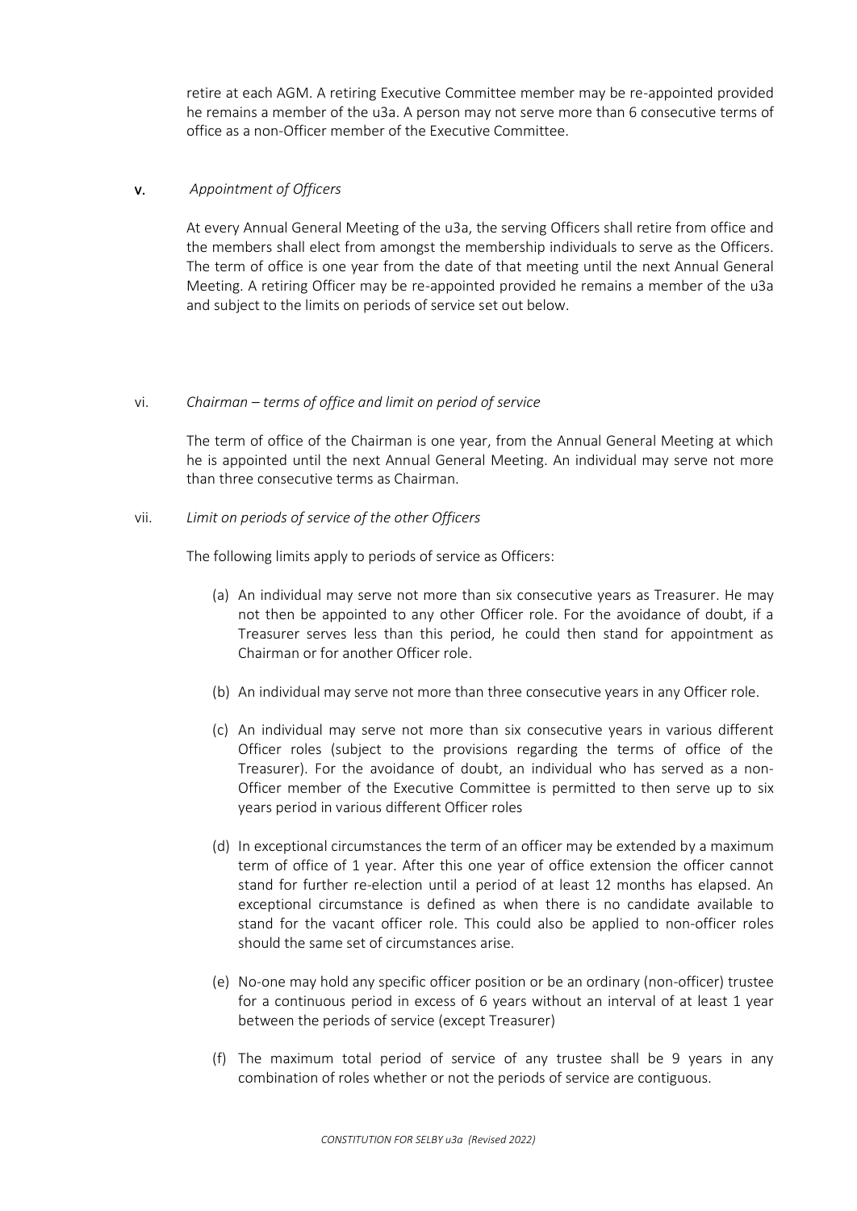retire at each AGM. A retiring Executive Committee member may be re-appointed provided he remains a member of the u3a. A person may not serve more than 6 consecutive terms of office as a non-Officer member of the Executive Committee.

**v.** *Appointment of Officers*

At every Annual General Meeting of the u3a, the serving Officers shall retire from office and the members shall elect from amongst the membership individuals to serve as the Officers. The term of office is one year from the date of that meeting until the next Annual General Meeting. A retiring Officer may be re-appointed provided he remains a member of the u3a and subject to the limits on periods of service set out below.

vi. *Chairman – terms of office and limit on period of service*

The term of office of the Chairman is one year, from the Annual General Meeting at which he is appointed until the next Annual General Meeting. An individual may serve not more than three consecutive terms as Chairman.

vii. *Limit on periods of service of the other Officers*

The following limits apply to periods of service as Officers:

(a) An individual may serve not more than six consecutive years as Treasurer. He may not then be appointed to any other Officer role. For the avoidance of doubt, if a Treasurer serves less than this period, he could then stand for appointment as Chairman or for another Officer role.

(b) An individual may serve not more than three consecutive years in any Officer role.

(c) An individual may serve not more than six consecutive years in various different Officer roles (subject to the provisions regarding the terms of office of the Treasurer). For the avoidance of doubt, an individual who has served as a non-Officer member of the Executive Committee is permitted to then serve up to six years period in various different Officer roles

(d) In exceptional circumstances the term of an officer may be extended by a maximum term of office of 1 year. After this one year of office extension the officer cannot stand for further re-election until a period of at least 12 months has elapsed. An exceptional circumstance is defined as when there is no candidate available to stand for the vacant officer role. This could also be applied to non-officer roles should the same set of circumstances arise.

(e) No-one may hold any specific officer position or be an ordinary (non-officer) trustee for a continuous period in excess of 6 years without an interval of at least 1 year between the periods of service (except Treasurer)

(f) The maximum total period of service of any trustee shall be 9 years in any combination of roles whether or not the periods of service are contiguous.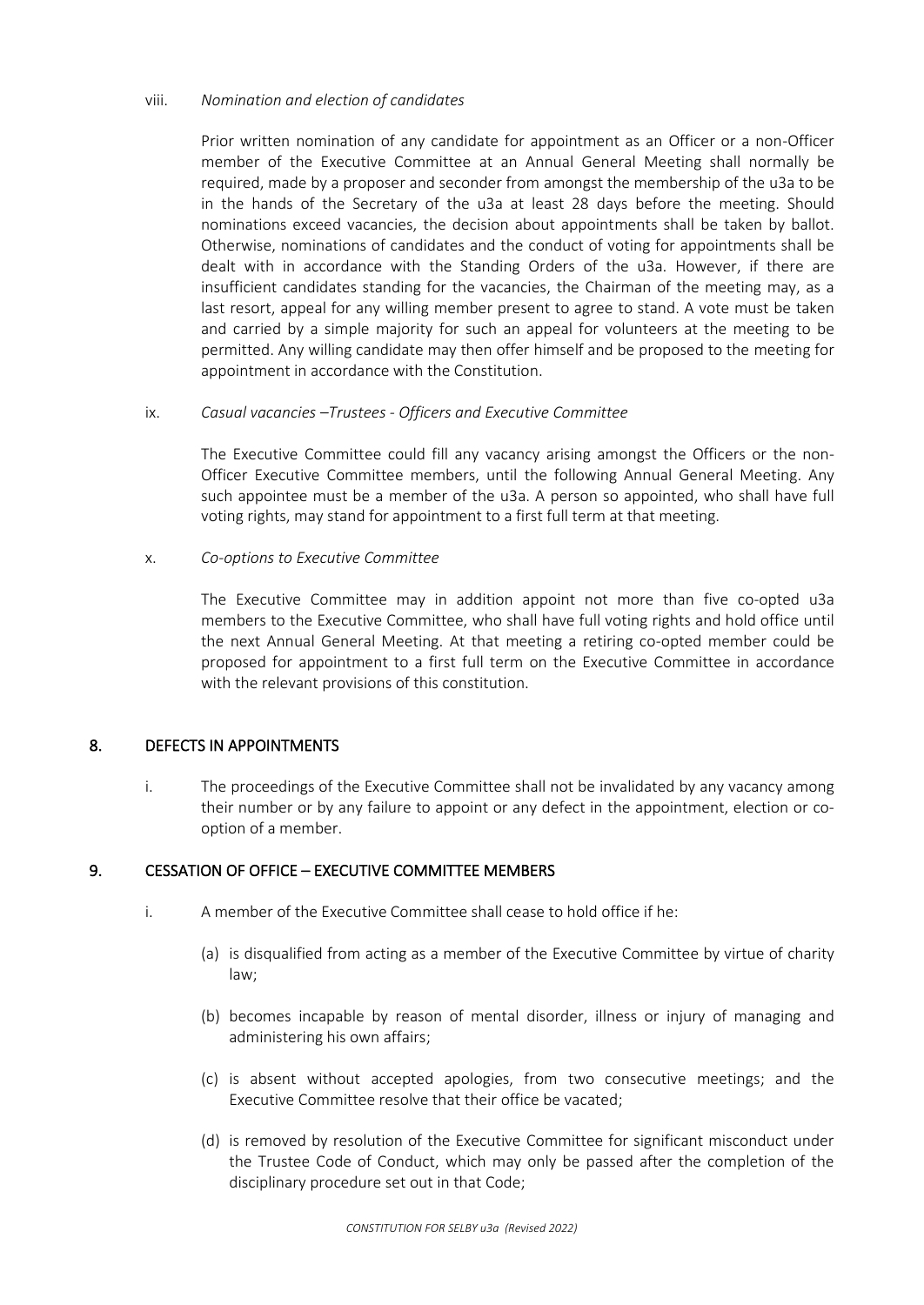viii. *Nomination and election of candidates*

Prior written nomination of any candidate for appointment as an Officer or a non-Officer member of the Executive Committee at an Annual General Meeting shall normally be required, made by a proposer and seconder from amongst the membership of the u3a to be in the hands of the Secretary of the u3a at least 28 days before the meeting. Should nominations exceed vacancies, the decision about appointments shall be taken by ballot. Otherwise, nominations of candidates and the conduct of voting for appointments shall be dealt with in accordance with the Standing Orders of the u3a. However, if there are insufficient candidates standing for the vacancies, the Chairman of the meeting may, as a last resort, appeal for any willing member present to agree to stand. A vote must be taken and carried by a simple majority for such an appeal for volunteers at the meeting to be permitted. Any willing candidate may then offer himself and be proposed to the meeting for appointment in accordance with the Constitution.

ix. *Casual vacancies –Trustees - Officers and Executive Committee*

The Executive Committee could fill any vacancy arising amongst the Officers or the non-Officer Executive Committee members, until the following Annual General Meeting. Any such appointee must be a member of the u3a. A person so appointed, who shall have full voting rights, may stand for appointment to a first full term at that meeting.

x. *Co-options to Executive Committee*

The Executive Committee may in addition appoint not more than five co-opted u3a members to the Executive Committee, who shall have full voting rights and hold office until the next Annual General Meeting. At that meeting a retiring co-opted member could be proposed for appointment to a first full term on the Executive Committee in accordance with the relevant provisions of this constitution.

## 8. DEFECTS IN APPOINTMENTS

i. The proceedings of the Executive Committee shall not be invalidated by any vacancy among their number or by any failure to appoint or any defect in the appointment, election or co-option of a member.

## 9. CESSATION OF OFFICE – EXECUTIVE COMMITTEE MEMBERS

i. A member of the Executive Committee shall cease to hold office if he:

   (a) is disqualified from acting as a member of the Executive Committee by virtue of charity law;

   (b) becomes incapable by reason of mental disorder, illness or injury of managing and administering his own affairs;

   (c) is absent without accepted apologies, from two consecutive meetings; and the Executive Committee resolve that their office be vacated;

   (d) is removed by resolution of the Executive Committee for significant misconduct under the Trustee Code of Conduct, which may only be passed after the completion of the disciplinary procedure set out in that Code;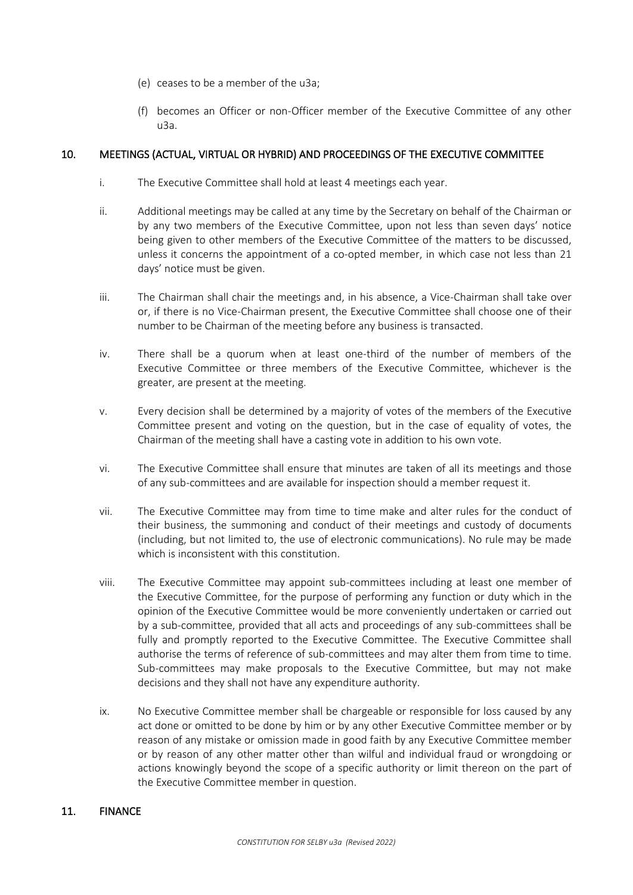(e) ceases to be a member of the u3a;

(f) becomes an Officer or non-Officer member of the Executive Committee of any other u3a.

## 10. MEETINGS (ACTUAL, VIRTUAL OR HYBRID) AND PROCEEDINGS OF THE EXECUTIVE COMMITTEE

i. The Executive Committee shall hold at least 4 meetings each year.

ii. Additional meetings may be called at any time by the Secretary on behalf of the Chairman or by any two members of the Executive Committee, upon not less than seven days' notice being given to other members of the Executive Committee of the matters to be discussed, unless it concerns the appointment of a co-opted member, in which case not less than 21 days' notice must be given.

iii. The Chairman shall chair the meetings and, in his absence, a Vice-Chairman shall take over or, if there is no Vice-Chairman present, the Executive Committee shall choose one of their number to be Chairman of the meeting before any business is transacted.

iv. There shall be a quorum when at least one-third of the number of members of the Executive Committee or three members of the Executive Committee, whichever is the greater, are present at the meeting.

v. Every decision shall be determined by a majority of votes of the members of the Executive Committee present and voting on the question, but in the case of equality of votes, the Chairman of the meeting shall have a casting vote in addition to his own vote.

vi. The Executive Committee shall ensure that minutes are taken of all its meetings and those of any sub-committees and are available for inspection should a member request it.

vii. The Executive Committee may from time to time make and alter rules for the conduct of their business, the summoning and conduct of their meetings and custody of documents (including, but not limited to, the use of electronic communications). No rule may be made which is inconsistent with this constitution.

viii. The Executive Committee may appoint sub-committees including at least one member of the Executive Committee, for the purpose of performing any function or duty which in the opinion of the Executive Committee would be more conveniently undertaken or carried out by a sub-committee, provided that all acts and proceedings of any sub-committees shall be fully and promptly reported to the Executive Committee. The Executive Committee shall authorise the terms of reference of sub-committees and may alter them from time to time. Sub-committees may make proposals to the Executive Committee, but may not make decisions and they shall not have any expenditure authority.

ix. No Executive Committee member shall be chargeable or responsible for loss caused by any act done or omitted to be done by him or by any other Executive Committee member or by reason of any mistake or omission made in good faith by any Executive Committee member or by reason of any other matter other than wilful and individual fraud or wrongdoing or actions knowingly beyond the scope of a specific authority or limit thereon on the part of the Executive Committee member in question.

## 11. FINANCE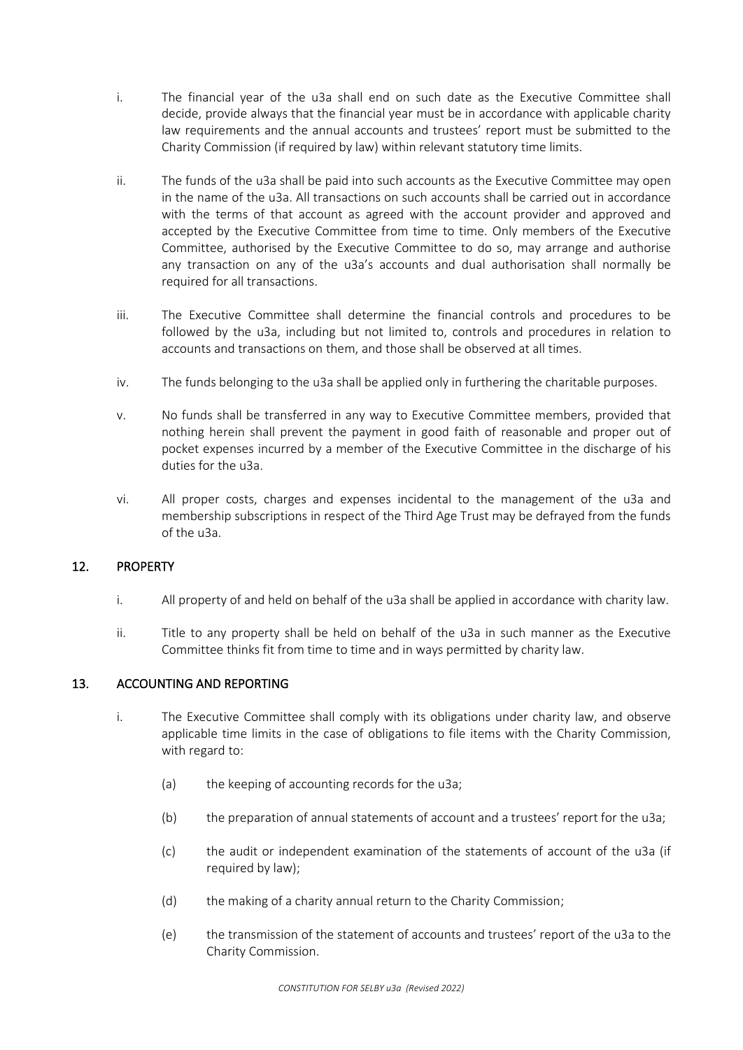i. The financial year of the u3a shall end on such date as the Executive Committee shall decide, provide always that the financial year must be in accordance with applicable charity law requirements and the annual accounts and trustees' report must be submitted to the Charity Commission (if required by law) within relevant statutory time limits.

ii. The funds of the u3a shall be paid into such accounts as the Executive Committee may open in the name of the u3a. All transactions on such accounts shall be carried out in accordance with the terms of that account as agreed with the account provider and approved and accepted by the Executive Committee from time to time. Only members of the Executive Committee, authorised by the Executive Committee to do so, may arrange and authorise any transaction on any of the u3a's accounts and dual authorisation shall normally be required for all transactions.

iii. The Executive Committee shall determine the financial controls and procedures to be followed by the u3a, including but not limited to, controls and procedures in relation to accounts and transactions on them, and those shall be observed at all times.

iv. The funds belonging to the u3a shall be applied only in furthering the charitable purposes.

v. No funds shall be transferred in any way to Executive Committee members, provided that nothing herein shall prevent the payment in good faith of reasonable and proper out of pocket expenses incurred by a member of the Executive Committee in the discharge of his duties for the u3a.

vi. All proper costs, charges and expenses incidental to the management of the u3a and membership subscriptions in respect of the Third Age Trust may be defrayed from the funds of the u3a.

## 12. PROPERTY

i. All property of and held on behalf of the u3a shall be applied in accordance with charity law.

ii. Title to any property shall be held on behalf of the u3a in such manner as the Executive Committee thinks fit from time to time and in ways permitted by charity law.

## 13. ACCOUNTING AND REPORTING

i. The Executive Committee shall comply with its obligations under charity law, and observe applicable time limits in the case of obligations to file items with the Charity Commission, with regard to:

   (a) the keeping of accounting records for the u3a;

   (b) the preparation of annual statements of account and a trustees' report for the u3a;

   (c) the audit or independent examination of the statements of account of the u3a (if required by law);

   (d) the making of a charity annual return to the Charity Commission;

   (e) the transmission of the statement of accounts and trustees' report of the u3a to the Charity Commission.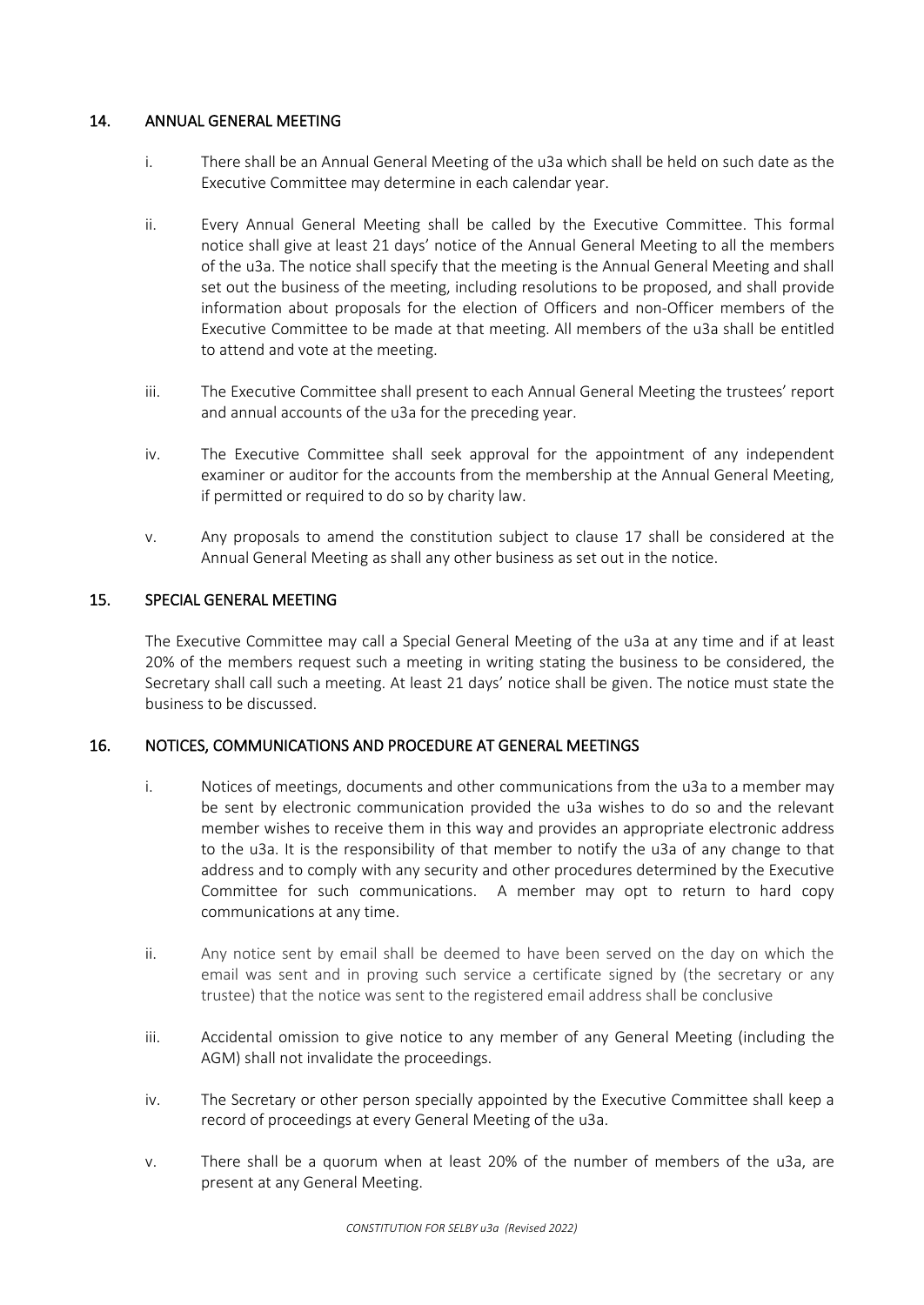## 14. ANNUAL GENERAL MEETING

i. There shall be an Annual General Meeting of the u3a which shall be held on such date as the Executive Committee may determine in each calendar year.

ii. Every Annual General Meeting shall be called by the Executive Committee. This formal notice shall give at least 21 days' notice of the Annual General Meeting to all the members of the u3a. The notice shall specify that the meeting is the Annual General Meeting and shall set out the business of the meeting, including resolutions to be proposed, and shall provide information about proposals for the election of Officers and non-Officer members of the Executive Committee to be made at that meeting. All members of the u3a shall be entitled to attend and vote at the meeting.

iii. The Executive Committee shall present to each Annual General Meeting the trustees' report and annual accounts of the u3a for the preceding year.

iv. The Executive Committee shall seek approval for the appointment of any independent examiner or auditor for the accounts from the membership at the Annual General Meeting, if permitted or required to do so by charity law.

v. Any proposals to amend the constitution subject to clause 17 shall be considered at the Annual General Meeting as shall any other business as set out in the notice.

## 15. SPECIAL GENERAL MEETING

The Executive Committee may call a Special General Meeting of the u3a at any time and if at least 20% of the members request such a meeting in writing stating the business to be considered, the Secretary shall call such a meeting. At least 21 days' notice shall be given. The notice must state the business to be discussed.

## 16. NOTICES, COMMUNICATIONS AND PROCEDURE AT GENERAL MEETINGS

i. Notices of meetings, documents and other communications from the u3a to a member may be sent by electronic communication provided the u3a wishes to do so and the relevant member wishes to receive them in this way and provides an appropriate electronic address to the u3a. It is the responsibility of that member to notify the u3a of any change to that address and to comply with any security and other procedures determined by the Executive Committee for such communications. A member may opt to return to hard copy communications at any time.

ii. Any notice sent by email shall be deemed to have been served on the day on which the email was sent and in proving such service a certificate signed by (the secretary or any trustee) that the notice was sent to the registered email address shall be conclusive

iii. Accidental omission to give notice to any member of any General Meeting (including the AGM) shall not invalidate the proceedings.

iv. The Secretary or other person specially appointed by the Executive Committee shall keep a record of proceedings at every General Meeting of the u3a.

v. There shall be a quorum when at least 20% of the number of members of the u3a, are present at any General Meeting.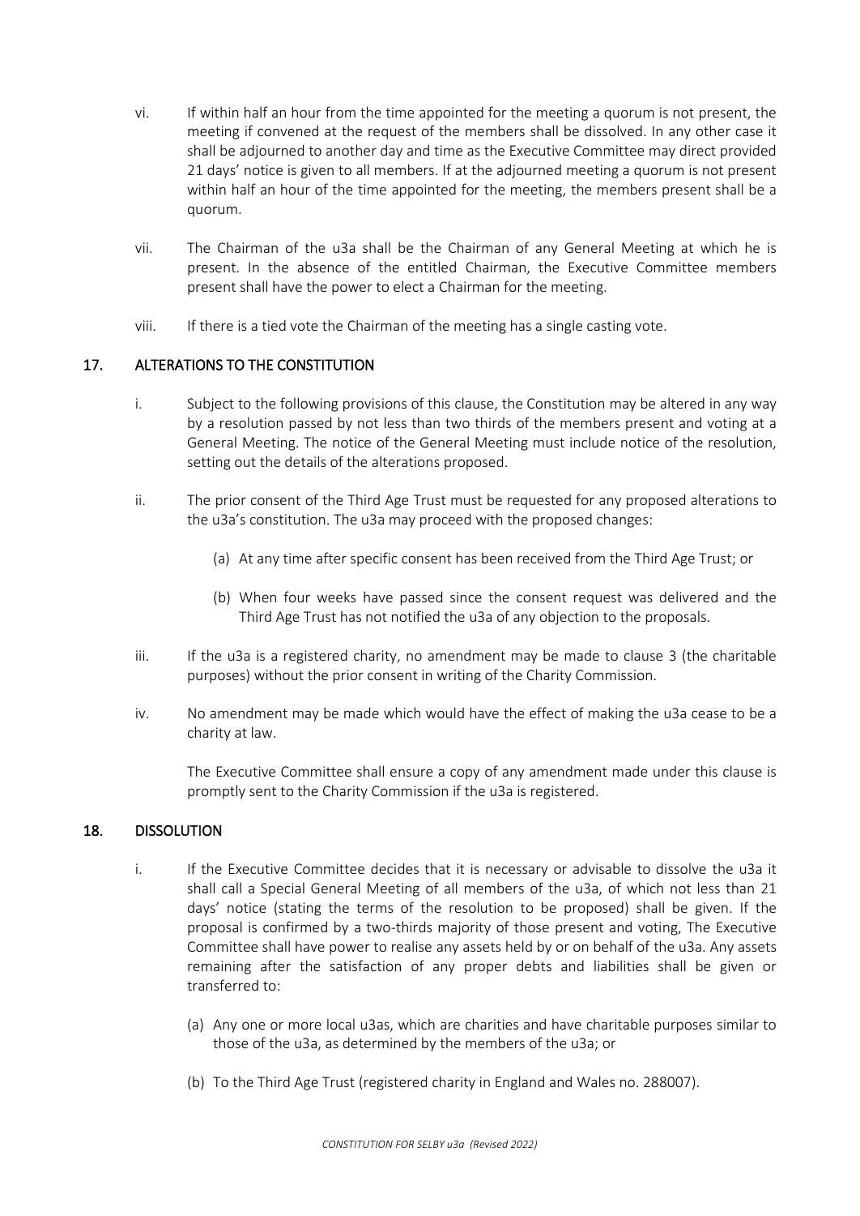vi. If within half an hour from the time appointed for the meeting a quorum is not present, the meeting if convened at the request of the members shall be dissolved. In any other case it shall be adjourned to another day and time as the Executive Committee may direct provided 21 days' notice is given to all members. If at the adjourned meeting a quorum is not present within half an hour of the time appointed for the meeting, the members present shall be a quorum.

vii. The Chairman of the u3a shall be the Chairman of any General Meeting at which he is present. In the absence of the entitled Chairman, the Executive Committee members present shall have the power to elect a Chairman for the meeting.

viii. If there is a tied vote the Chairman of the meeting has a single casting vote.

## 17. ALTERATIONS TO THE CONSTITUTION

i. Subject to the following provisions of this clause, the Constitution may be altered in any way by a resolution passed by not less than two thirds of the members present and voting at a General Meeting. The notice of the General Meeting must include notice of the resolution, setting out the details of the alterations proposed.

ii. The prior consent of the Third Age Trust must be requested for any proposed alterations to the u3a's constitution. The u3a may proceed with the proposed changes:

   (a) At any time after specific consent has been received from the Third Age Trust; or

   (b) When four weeks have passed since the consent request was delivered and the Third Age Trust has not notified the u3a of any objection to the proposals.

iii. If the u3a is a registered charity, no amendment may be made to clause 3 (the charitable purposes) without the prior consent in writing of the Charity Commission.

iv. No amendment may be made which would have the effect of making the u3a cease to be a charity at law.

   The Executive Committee shall ensure a copy of any amendment made under this clause is promptly sent to the Charity Commission if the u3a is registered.

## 18. DISSOLUTION

i. If the Executive Committee decides that it is necessary or advisable to dissolve the u3a it shall call a Special General Meeting of all members of the u3a, of which not less than 21 days' notice (stating the terms of the resolution to be proposed) shall be given. If the proposal is confirmed by a two-thirds majority of those present and voting, The Executive Committee shall have power to realise any assets held by or on behalf of the u3a. Any assets remaining after the satisfaction of any proper debts and liabilities shall be given or transferred to:

   (a) Any one or more local u3as, which are charities and have charitable purposes similar to those of the u3a, as determined by the members of the u3a; or

   (b) To the Third Age Trust (registered charity in England and Wales no. 288007).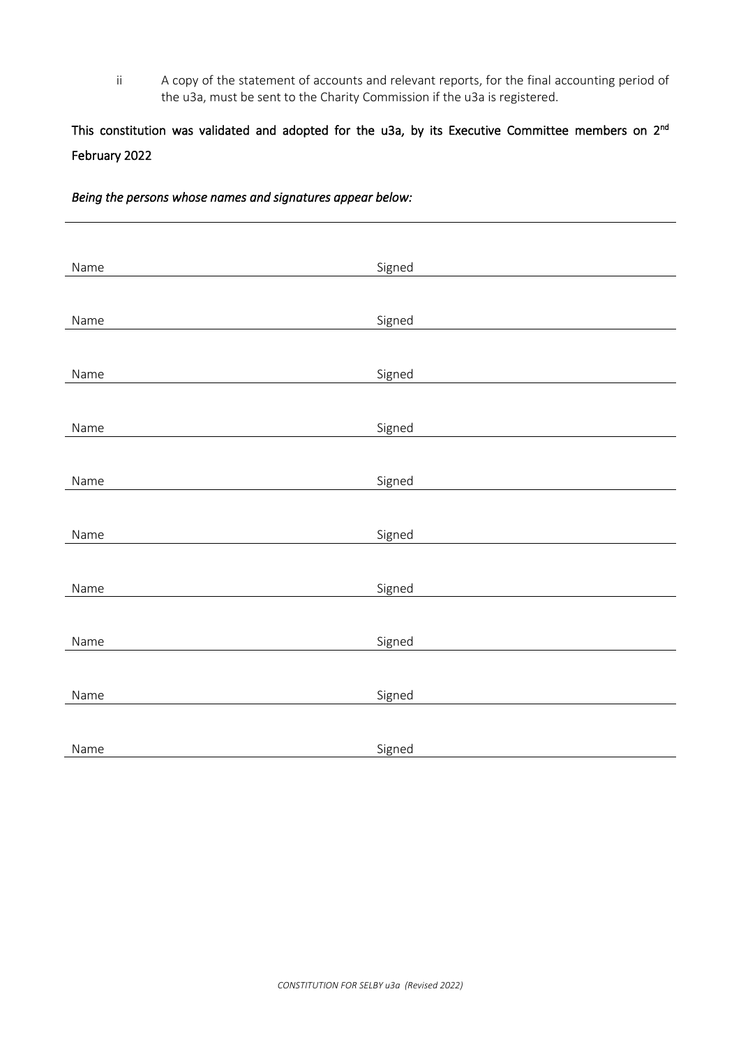ii A copy of the statement of accounts and relevant reports, for the final accounting period of the u3a, must be sent to the Charity Commission if the u3a is registered.

**This constitution was validated and adopted for the u3a, by its Executive Committee members on 2nd February 2022**

*Being the persons whose names and signatures appear below:*

| | |
|---|---|
| Name | Signed |
| Name | Signed |
| Name | Signed |
| Name | Signed |
| Name | Signed |
| Name | Signed |
| Name | Signed |
| Name | Signed |
| Name | Signed |
| Name | Signed |